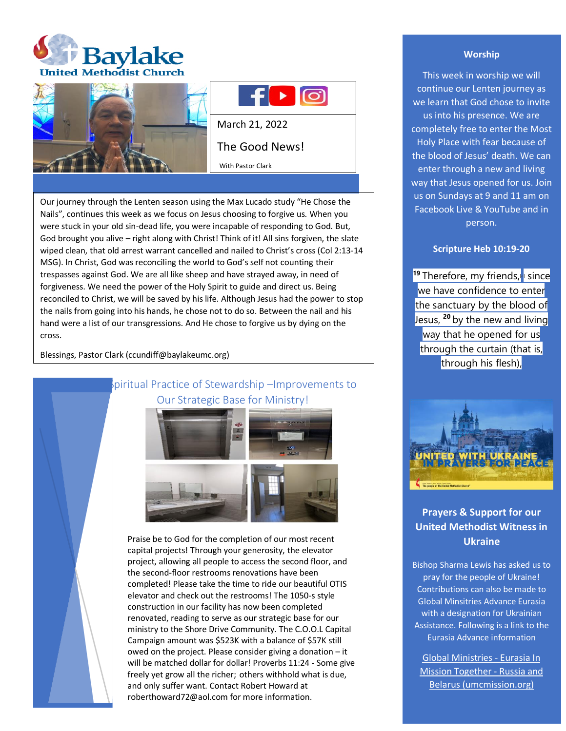# Baylake United Methodist Church

March 21, 2022

## The Good News!

With Pastor Clark

Our journey through the Lenten season using the Max Lucado study "He Chose the Nails", continues this week as we focus on Jesus choosing to forgive us. When you were stuck in your old sin-dead life, you were incapable of responding to God. But, God brought you alive – right along with Christ! Think of it! All sins forgiven, the slate wiped clean, that old arrest warrant cancelled and nailed to Christ's cross (Col 2:13-14 MSG). In Christ, God was reconciling the world to God's self not counting their trespasses against God. We are all like sheep and have strayed away, in need of forgiveness. We need the power of the Holy Spirit to guide and direct us. Being reconciled to Christ, we will be saved by his life. Although Jesus had the power to stop the nails from going into his hands, he chose not to do so. Between the nail and his hand were a list of our transgressions. And He chose to forgive us by dying on the cross.

Blessings, Pastor Clark (ccundiff@baylakeumc.org)

## Spiritual Practice of Stewardship –Improvements to Our Strategic Base for Ministry!

Praise be to God for the completion of our most recent capital projects! Through your generosity, the elevator project, allowing all people to access the second floor, and the second-floor restrooms renovations have been completed! Please take the time to ride our beautiful OTIS elevator and check out the restrooms! The 1050-s style construction in our facility has now been completed renovated, reading to serve as our strategic base for our ministry to the Shore Drive Community. The C.O.O.L Capital Campaign amount was $523K with a balance of $57K still owed on the project. Please consider giving a donation – it will be matched dollar for dollar! Proverbs 11:24 - Some give freely yet grow all the richer; others withhold what is due, and only suffer want. Contact Robert Howard at roberthoward72@aol.com for more information.

### Worship

This week in worship we will continue our Lenten journey as we learn that God chose to invite us into his presence. We are completely free to enter the Most Holy Place with fear because of the blood of Jesus' death. We can enter through a new and living way that Jesus opened for us. Join us on Sundays at 9 and 11 am on Facebook Live & YouTube and in person.

### Scripture Heb 10:19-20

[19] Therefore, my friends, since we have confidence to enter the sanctuary by the blood of Jesus, [20] by the new and living way that he opened for us through the curtain (that is, through his flesh),

UNITED WITH UKRAINE IN PRAYERS FOR PEACE

### Prayers & Support for our United Methodist Witness in Ukraine

Bishop Sharma Lewis has asked us to pray for the people of Ukraine! Contributions can also be made to Global Minsitries Advance Eurasia with a designation for Ukrainian Assistance. Following is a link to the Eurasia Advance information

Global Ministries - Eurasia In Mission Together - Russia and Belarus (umcmission.org)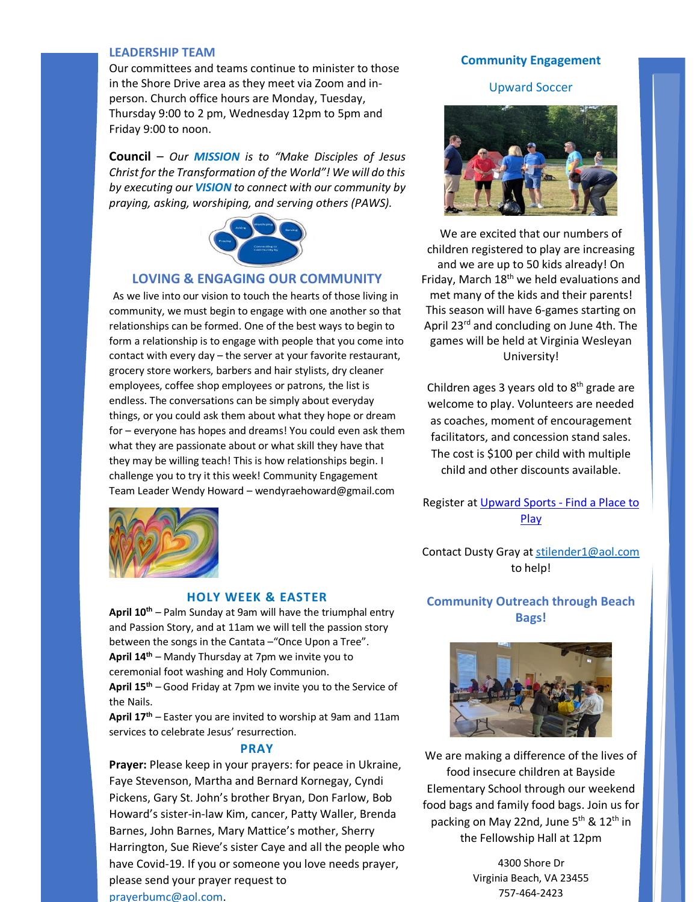## LEADERSHIP TEAM

Our committees and teams continue to minister to those in the Shore Drive area as they meet via Zoom and in-person. Church office hours are Monday, Tuesday, Thursday 9:00 to 2 pm, Wednesday 12pm to 5pm and Friday 9:00 to noon.

**Council** – *Our **MISSION** is to "Make Disciples of Jesus Christ for the Transformation of the World"! We will do this by executing our **VISION** to connect with our community by praying, asking, worshiping, and serving others (PAWS).*

## LOVING & ENGAGING OUR COMMUNITY

As we live into our vision to touch the hearts of those living in community, we must begin to engage with one another so that relationships can be formed. One of the best ways to begin to form a relationship is to engage with people that you come into contact with every day – the server at your favorite restaurant, grocery store workers, barbers and hair stylists, dry cleaner employees, coffee shop employees or patrons, the list is endless. The conversations can be simply about everyday things, or you could ask them about what they hope or dream for – everyone has hopes and dreams! You could even ask them what they are passionate about or what skill they have that they may be willing teach! This is how relationships begin. I challenge you to try it this week! Community Engagement Team Leader Wendy Howard – wendyraehoward@gmail.com

## HOLY WEEK & EASTER

**April 10th** – Palm Sunday at 9am will have the triumphal entry and Passion Story, and at 11am we will tell the passion story between the songs in the Cantata –"Once Upon a Tree".
**April 14th** – Mandy Thursday at 7pm we invite you to ceremonial foot washing and Holy Communion.
**April 15th** – Good Friday at 7pm we invite you to the Service of the Nails.
**April 17th** – Easter you are invited to worship at 9am and 11am services to celebrate Jesus' resurrection.

## PRAY

**Prayer:** Please keep in your prayers: for peace in Ukraine, Faye Stevenson, Martha and Bernard Kornegay, Cyndi Pickens, Gary St. John's brother Bryan, Don Farlow, Bob Howard's sister-in-law Kim, cancer, Patty Waller, Brenda Barnes, John Barnes, Mary Mattice's mother, Sherry Harrington, Sue Rieve's sister Caye and all the people who have Covid-19. If you or someone you love needs prayer, please send your prayer request to prayerbumc@aol.com.

## Community Engagement

### Upward Soccer

We are excited that our numbers of children registered to play are increasing and we are up to 50 kids already! On Friday, March 18th we held evaluations and met many of the kids and their parents! This season will have 6-games starting on April 23rd and concluding on June 4th. The games will be held at Virginia Wesleyan University!

Children ages 3 years old to 8th grade are welcome to play. Volunteers are needed as coaches, moment of encouragement facilitators, and concession stand sales. The cost is $100 per child with multiple child and other discounts available.

Register at Upward Sports - Find a Place to Play

Contact Dusty Gray at stilender1@aol.com to help!

## Community Outreach through Beach Bags!

We are making a difference of the lives of food insecure children at Bayside Elementary School through our weekend food bags and family food bags. Join us for packing on May 22nd, June 5th & 12th in the Fellowship Hall at 12pm

4300 Shore Dr
Virginia Beach, VA 23455
757-464-2423